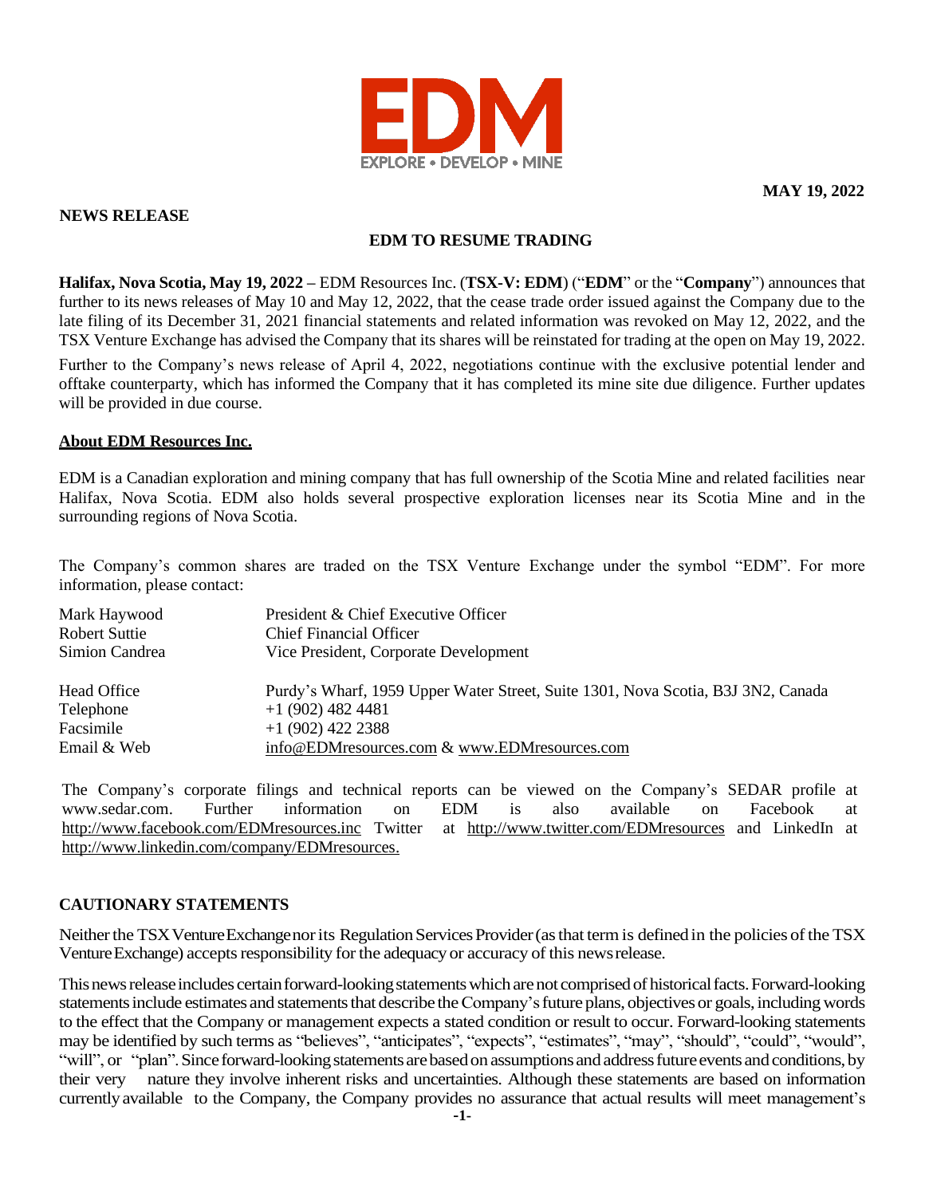EDM

EXPLORE • DEVELOP • MINE

**MAY 19, 2022**

**NEWS RELEASE**

## EDM TO RESUME TRADING

**Halifax, Nova Scotia, May 19, 2022 –** EDM Resources Inc. (**TSX-V: EDM**) ("**EDM**" or the "**Company**") announces that further to its news releases of May 10 and May 12, 2022, that the cease trade order issued against the Company due to the late filing of its December 31, 2021 financial statements and related information was revoked on May 12, 2022, and the TSX Venture Exchange has advised the Company that its shares will be reinstated for trading at the open on May 19, 2022.

Further to the Company's news release of April 4, 2022, negotiations continue with the exclusive potential lender and offtake counterparty, which has informed the Company that it has completed its mine site due diligence. Further updates will be provided in due course.

**About EDM Resources Inc.**

EDM is a Canadian exploration and mining company that has full ownership of the Scotia Mine and related facilities near Halifax, Nova Scotia. EDM also holds several prospective exploration licenses near its Scotia Mine and in the surrounding regions of Nova Scotia.

The Company's common shares are traded on the TSX Venture Exchange under the symbol "EDM". For more information, please contact:

| | |
|---|---|
| Mark Haywood | President & Chief Executive Officer |
| Robert Suttie | Chief Financial Officer |
| Simion Candrea | Vice President, Corporate Development |
| | |
| Head Office | Purdy's Wharf, 1959 Upper Water Street, Suite 1301, Nova Scotia, B3J 3N2, Canada |
| Telephone | +1 (902) 482 4481 |
| Facsimile | +1 (902) 422 2388 |
| Email & Web | info@EDMresources.com & www.EDMresources.com |

The Company's corporate filings and technical reports can be viewed on the Company's SEDAR profile at www.sedar.com. Further information on EDM is also available on Facebook at http://www.facebook.com/EDMresources.inc Twitter at http://www.twitter.com/EDMresources and LinkedIn at http://www.linkedin.com/company/EDMresources.

**CAUTIONARY STATEMENTS**

Neither the TSX Venture Exchange nor its Regulation Services Provider (as that term is defined in the policies of the TSX Venture Exchange) accepts responsibility for the adequacy or accuracy of this news release.

This news release includes certain forward-looking statements which are not comprised of historical facts. Forward-looking statements include estimates and statements that describe the Company's future plans, objectives or goals, including words to the effect that the Company or management expects a stated condition or result to occur. Forward-looking statements may be identified by such terms as "believes", "anticipates", "expects", "estimates", "may", "should", "could", "would", "will", or "plan". Since forward-looking statements are based on assumptions and address future events and conditions, by their very nature they involve inherent risks and uncertainties. Although these statements are based on information currently available to the Company, the Company provides no assurance that actual results will meet management's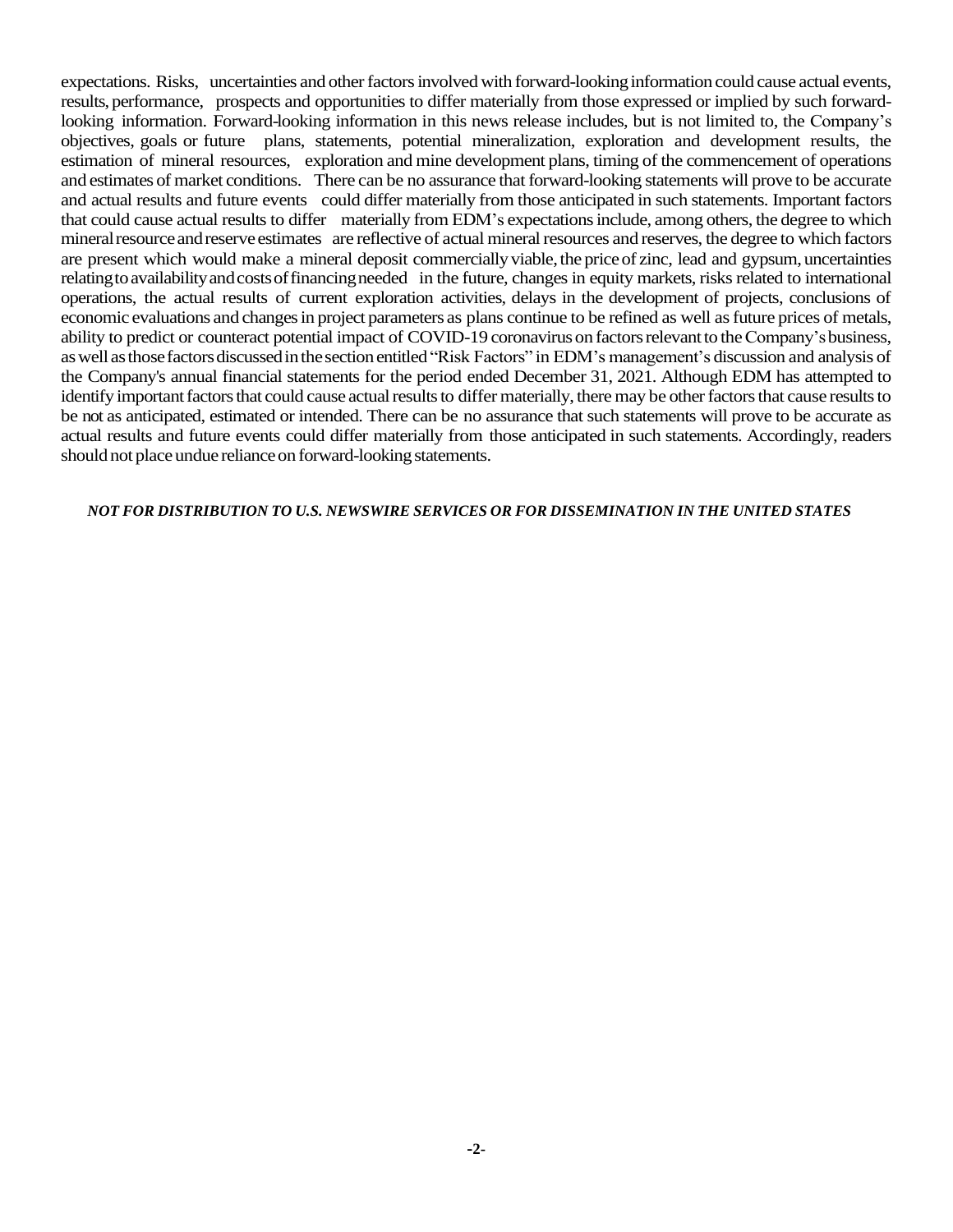expectations. Risks, uncertainties and other factors involved with forward-looking information could cause actual events, results, performance, prospects and opportunities to differ materially from those expressed or implied by such forward-looking information. Forward-looking information in this news release includes, but is not limited to, the Company's objectives, goals or future plans, statements, potential mineralization, exploration and development results, the estimation of mineral resources, exploration and mine development plans, timing of the commencement of operations and estimates of market conditions. There can be no assurance that forward-looking statements will prove to be accurate and actual results and future events could differ materially from those anticipated in such statements. Important factors that could cause actual results to differ materially from EDM's expectations include, among others, the degree to which mineral resource and reserve estimates are reflective of actual mineral resources and reserves, the degree to which factors are present which would make a mineral deposit commercially viable, the price of zinc, lead and gypsum, uncertainties relating to availability and costs of financing needed in the future, changes in equity markets, risks related to international operations, the actual results of current exploration activities, delays in the development of projects, conclusions of economic evaluations and changes in project parameters as plans continue to be refined as well as future prices of metals, ability to predict or counteract potential impact of COVID-19 coronavirus on factors relevant to the Company's business, as well as those factors discussed in the section entitled "Risk Factors" in EDM's management's discussion and analysis of the Company's annual financial statements for the period ended December 31, 2021. Although EDM has attempted to identify important factors that could cause actual results to differ materially, there may be other factors that cause results to be not as anticipated, estimated or intended. There can be no assurance that such statements will prove to be accurate as actual results and future events could differ materially from those anticipated in such statements. Accordingly, readers should not place undue reliance on forward-looking statements.

***NOT FOR DISTRIBUTION TO U.S. NEWSWIRE SERVICES OR FOR DISSEMINATION IN THE UNITED STATES***